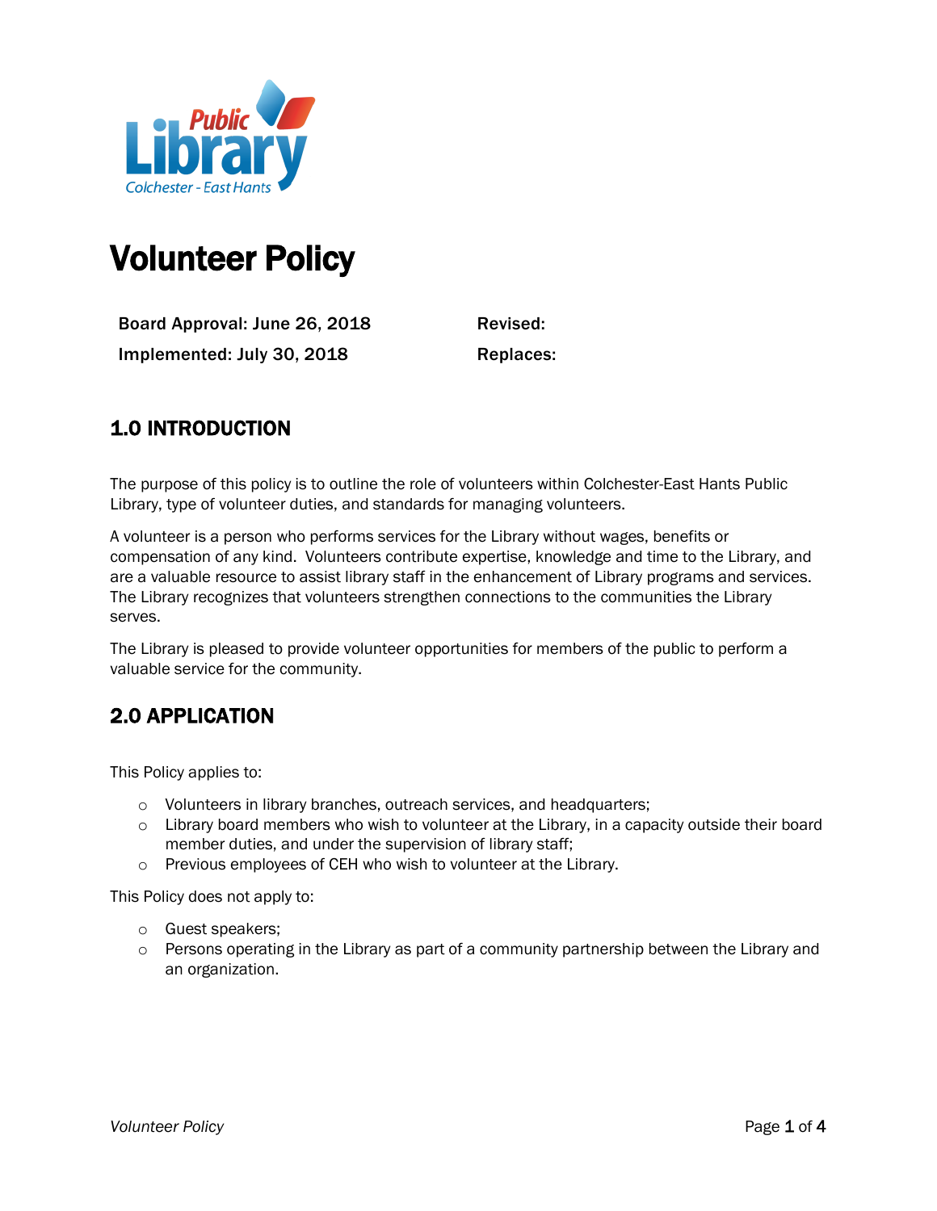# Volunteer Policy

| | |
|---|---|
| **Board Approval: June 26, 2018** | **Revised:** |
| **Implemented: July 30, 2018** | **Replaces:** |

## 1.0 INTRODUCTION

The purpose of this policy is to outline the role of volunteers within Colchester-East Hants Public Library, type of volunteer duties, and standards for managing volunteers.

A volunteer is a person who performs services for the Library without wages, benefits or compensation of any kind. Volunteers contribute expertise, knowledge and time to the Library, and are a valuable resource to assist library staff in the enhancement of Library programs and services. The Library recognizes that volunteers strengthen connections to the communities the Library serves.

The Library is pleased to provide volunteer opportunities for members of the public to perform a valuable service for the community.

## 2.0 APPLICATION

This Policy applies to:

- Volunteers in library branches, outreach services, and headquarters;
- Library board members who wish to volunteer at the Library, in a capacity outside their board member duties, and under the supervision of library staff;
- Previous employees of CEH who wish to volunteer at the Library.

This Policy does not apply to:

- Guest speakers;
- Persons operating in the Library as part of a community partnership between the Library and an organization.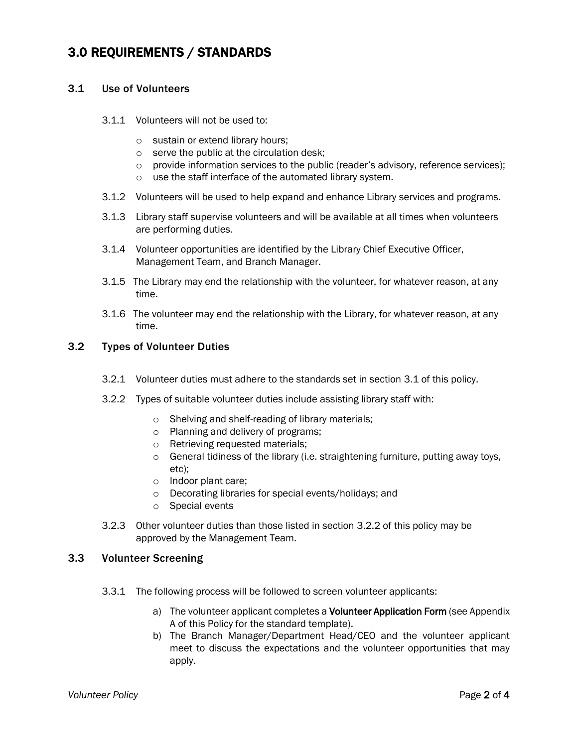# 3.0 REQUIREMENTS / STANDARDS

## 3.1 Use of Volunteers

3.1.1 Volunteers will not be used to:

- sustain or extend library hours;
- serve the public at the circulation desk;
- provide information services to the public (reader's advisory, reference services);
- use the staff interface of the automated library system.

3.1.2 Volunteers will be used to help expand and enhance Library services and programs.

3.1.3 Library staff supervise volunteers and will be available at all times when volunteers are performing duties.

3.1.4 Volunteer opportunities are identified by the Library Chief Executive Officer, Management Team, and Branch Manager.

3.1.5 The Library may end the relationship with the volunteer, for whatever reason, at any time.

3.1.6 The volunteer may end the relationship with the Library, for whatever reason, at any time.

## 3.2 Types of Volunteer Duties

3.2.1 Volunteer duties must adhere to the standards set in section 3.1 of this policy.

3.2.2 Types of suitable volunteer duties include assisting library staff with:

- Shelving and shelf-reading of library materials;
- Planning and delivery of programs;
- Retrieving requested materials;
- General tidiness of the library (i.e. straightening furniture, putting away toys, etc);
- Indoor plant care;
- Decorating libraries for special events/holidays; and
- Special events

3.2.3 Other volunteer duties than those listed in section 3.2.2 of this policy may be approved by the Management Team.

## 3.3 Volunteer Screening

3.3.1 The following process will be followed to screen volunteer applicants:

a) The volunteer applicant completes a **Volunteer Application Form** (see Appendix A of this Policy for the standard template).

b) The Branch Manager/Department Head/CEO and the volunteer applicant meet to discuss the expectations and the volunteer opportunities that may apply.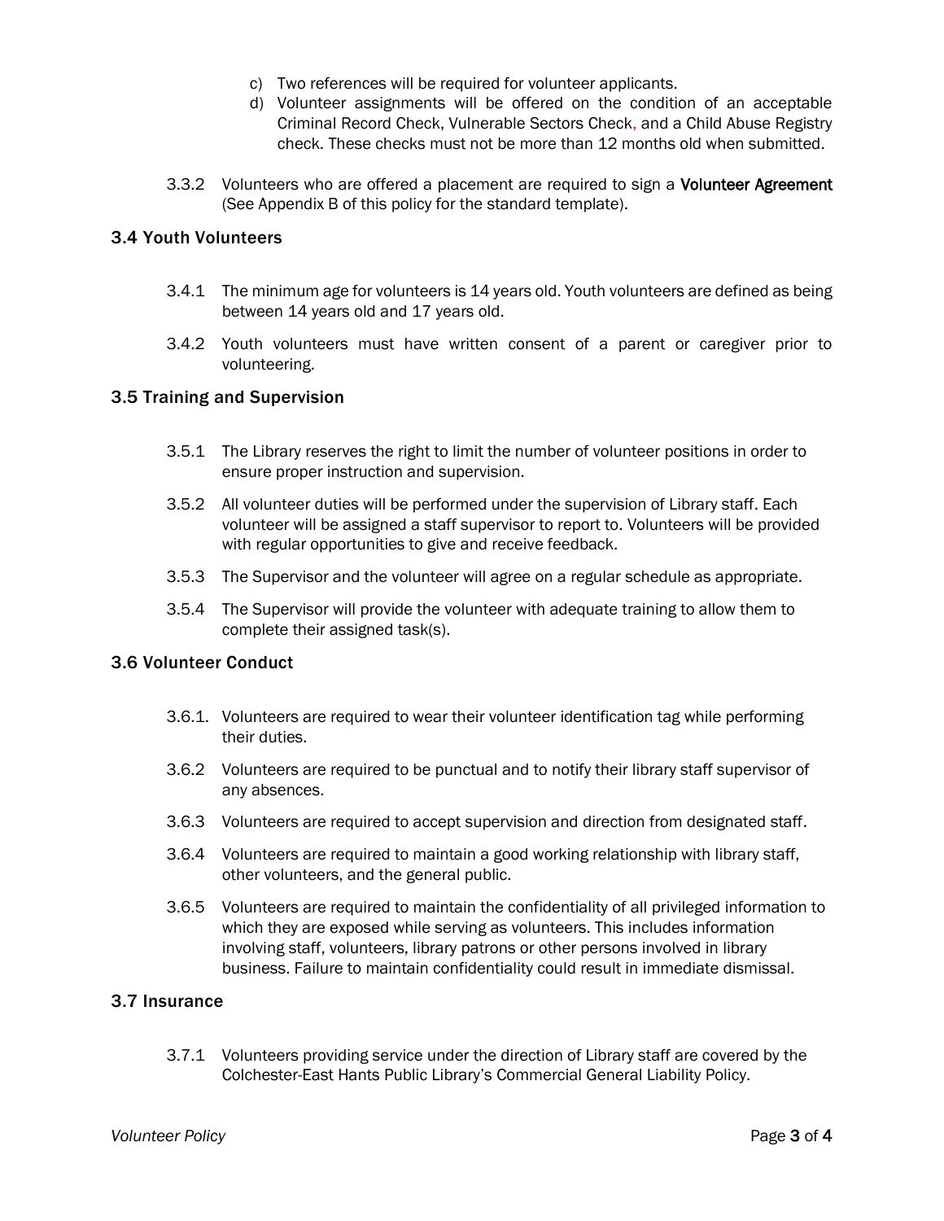c) Two references will be required for volunteer applicants.

d) Volunteer assignments will be offered on the condition of an acceptable Criminal Record Check, Vulnerable Sectors Check, and a Child Abuse Registry check. These checks must not be more than 12 months old when submitted.

3.3.2 Volunteers who are offered a placement are required to sign a **Volunteer Agreement** (See Appendix B of this policy for the standard template).

## 3.4 Youth Volunteers

3.4.1 The minimum age for volunteers is 14 years old. Youth volunteers are defined as being between 14 years old and 17 years old.

3.4.2 Youth volunteers must have written consent of a parent or caregiver prior to volunteering.

## 3.5 Training and Supervision

3.5.1 The Library reserves the right to limit the number of volunteer positions in order to ensure proper instruction and supervision.

3.5.2 All volunteer duties will be performed under the supervision of Library staff. Each volunteer will be assigned a staff supervisor to report to. Volunteers will be provided with regular opportunities to give and receive feedback.

3.5.3 The Supervisor and the volunteer will agree on a regular schedule as appropriate.

3.5.4 The Supervisor will provide the volunteer with adequate training to allow them to complete their assigned task(s).

## 3.6 Volunteer Conduct

3.6.1. Volunteers are required to wear their volunteer identification tag while performing their duties.

3.6.2 Volunteers are required to be punctual and to notify their library staff supervisor of any absences.

3.6.3 Volunteers are required to accept supervision and direction from designated staff.

3.6.4 Volunteers are required to maintain a good working relationship with library staff, other volunteers, and the general public.

3.6.5 Volunteers are required to maintain the confidentiality of all privileged information to which they are exposed while serving as volunteers. This includes information involving staff, volunteers, library patrons or other persons involved in library business. Failure to maintain confidentiality could result in immediate dismissal.

## 3.7 Insurance

3.7.1 Volunteers providing service under the direction of Library staff are covered by the Colchester-East Hants Public Library's Commercial General Liability Policy.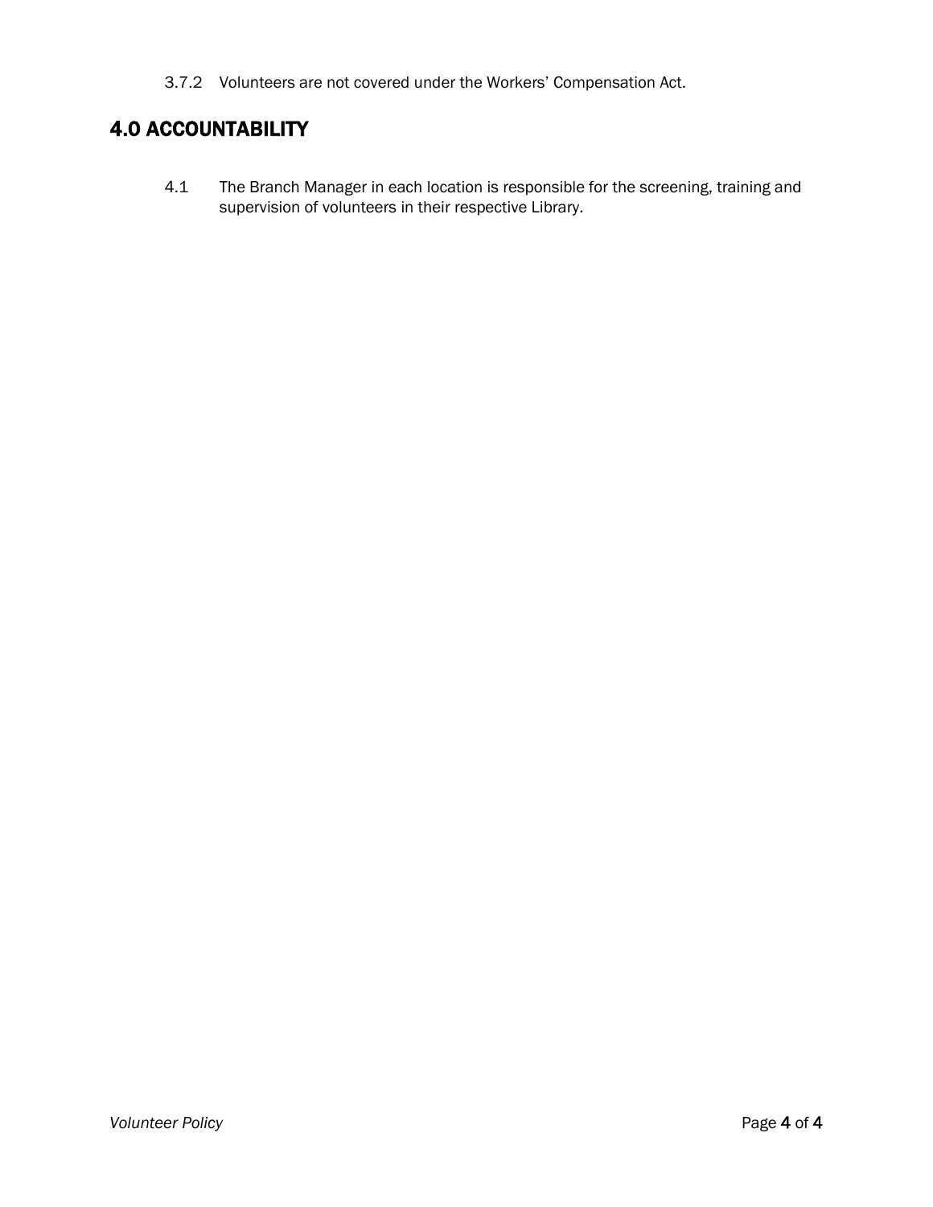3.7.2 Volunteers are not covered under the Workers' Compensation Act.

## 4.0 ACCOUNTABILITY

4.1 The Branch Manager in each location is responsible for the screening, training and supervision of volunteers in their respective Library.